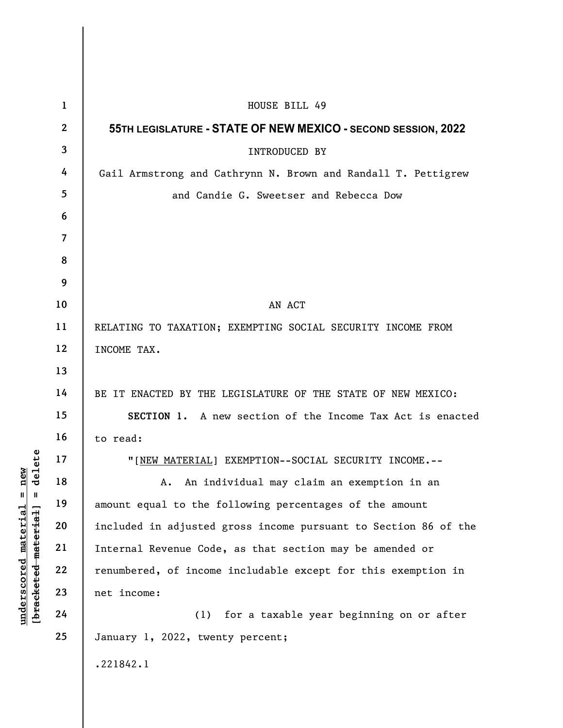HOUSE BILL 49

**55TH LEGISLATURE - STATE OF NEW MEXICO - SECOND SESSION, 2022**

INTRODUCED BY

Gail Armstrong and Cathrynn N. Brown and Randall T. Pettigrew and Candie G. Sweetser and Rebecca Dow

AN ACT

RELATING TO TAXATION; EXEMPTING SOCIAL SECURITY INCOME FROM INCOME TAX.

BE IT ENACTED BY THE LEGISLATURE OF THE STATE OF NEW MEXICO:

**SECTION 1.** A new section of the Income Tax Act is enacted to read:

"[NEW MATERIAL] EXEMPTION--SOCIAL SECURITY INCOME.--

A. An individual may claim an exemption in an amount equal to the following percentages of the amount included in adjusted gross income pursuant to Section 86 of the Internal Revenue Code, as that section may be amended or renumbered, of income includable except for this exemption in net income:

(1) for a taxable year beginning on or after January 1, 2022, twenty percent;

.221842.1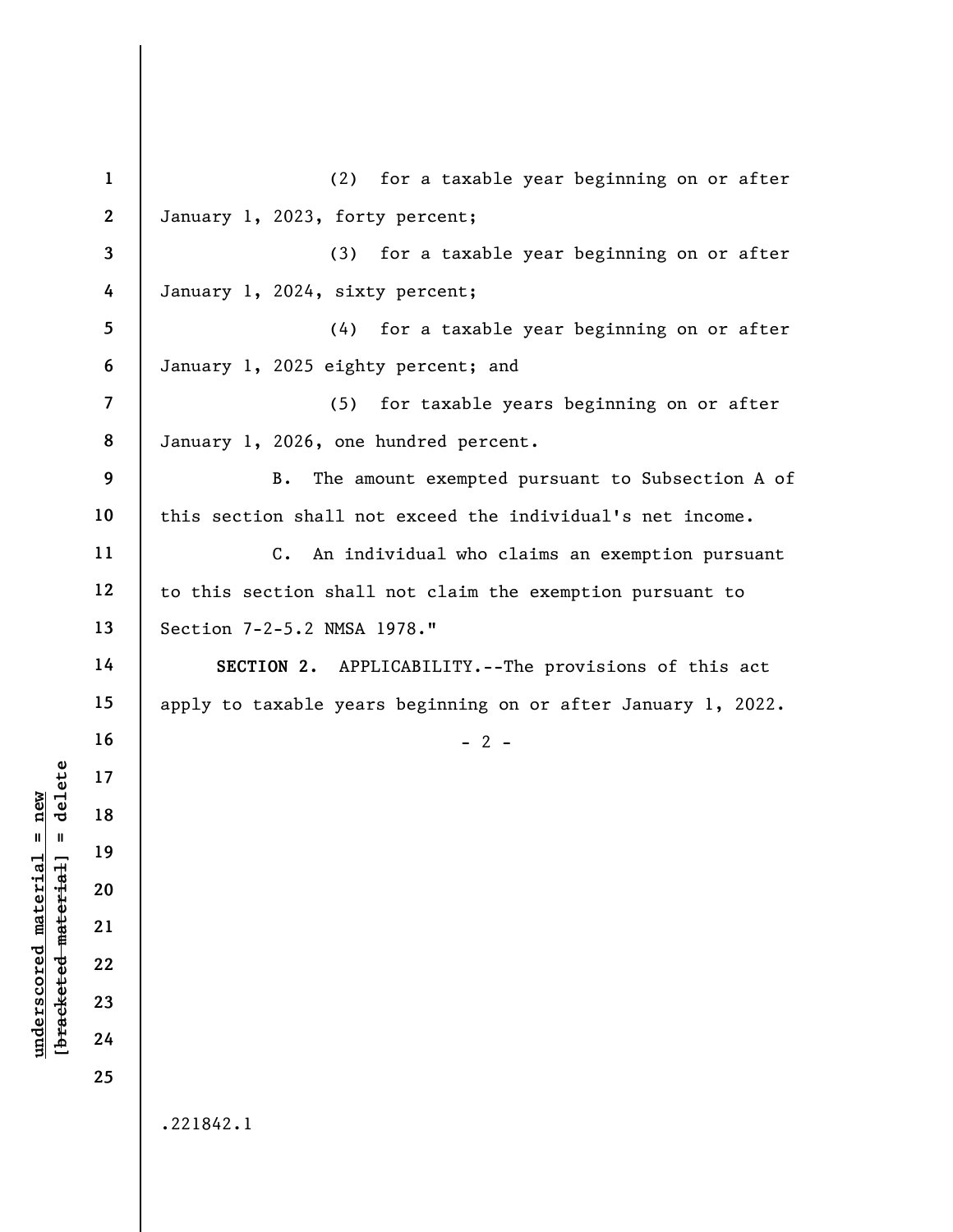(2) for a taxable year beginning on or after January 1, 2023, forty percent;

(3) for a taxable year beginning on or after January 1, 2024, sixty percent;

(4) for a taxable year beginning on or after January 1, 2025 eighty percent; and

(5) for taxable years beginning on or after January 1, 2026, one hundred percent.

B. The amount exempted pursuant to Subsection A of this section shall not exceed the individual's net income.

C. An individual who claims an exemption pursuant to this section shall not claim the exemption pursuant to Section 7-2-5.2 NMSA 1978."

**SECTION 2.** APPLICABILITY.--The provisions of this act apply to taxable years beginning on or after January 1, 2022.

.221842.1